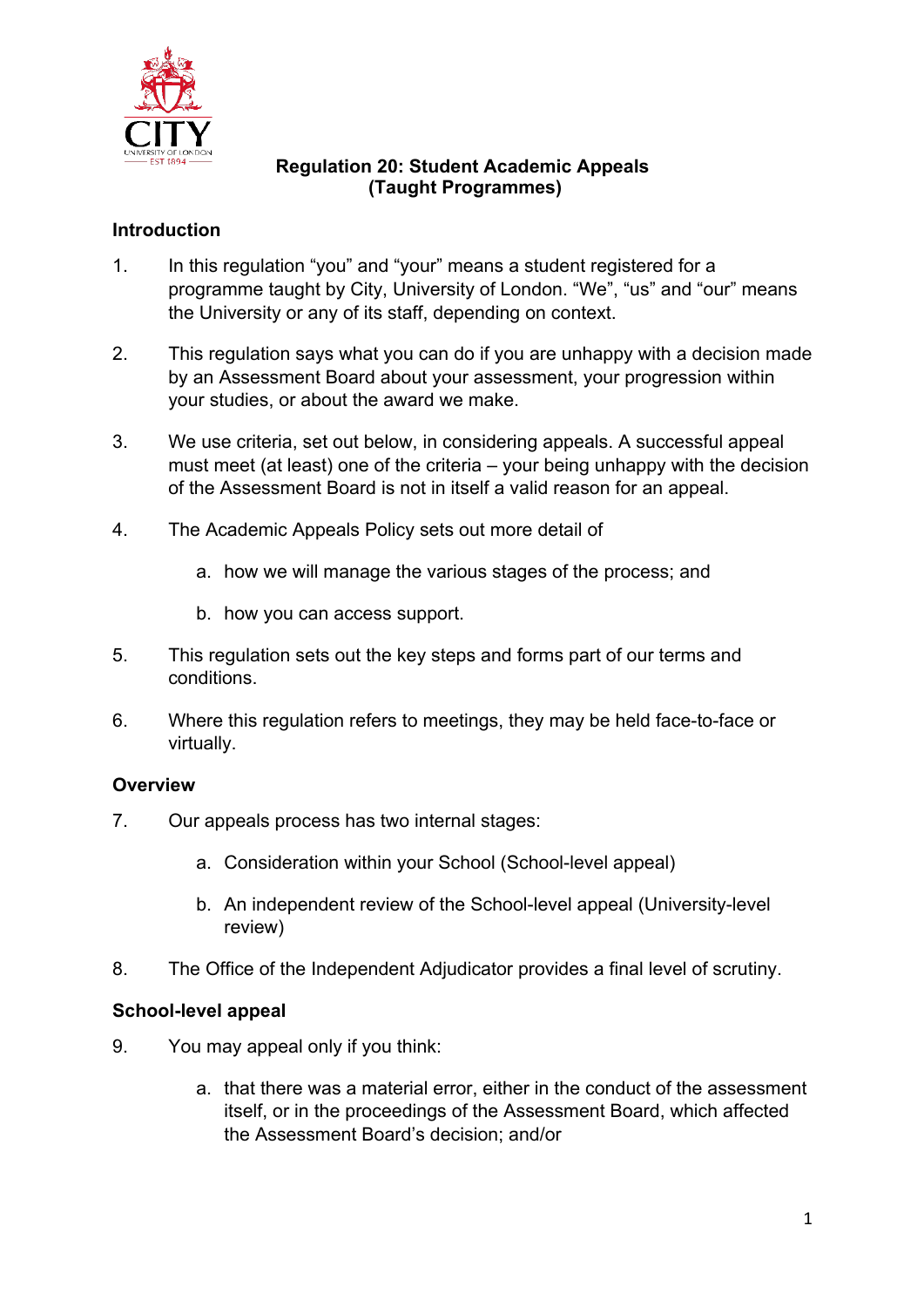# Regulation 20: Student Academic Appeals (Taught Programmes)

## Introduction

1. In this regulation "you" and "your" means a student registered for a programme taught by City, University of London. "We", "us" and "our" means the University or any of its staff, depending on context.

2. This regulation says what you can do if you are unhappy with a decision made by an Assessment Board about your assessment, your progression within your studies, or about the award we make.

3. We use criteria, set out below, in considering appeals. A successful appeal must meet (at least) one of the criteria – your being unhappy with the decision of the Assessment Board is not in itself a valid reason for an appeal.

4. The Academic Appeals Policy sets out more detail of

   a. how we will manage the various stages of the process; and

   b. how you can access support.

5. This regulation sets out the key steps and forms part of our terms and conditions.

6. Where this regulation refers to meetings, they may be held face-to-face or virtually.

## Overview

7. Our appeals process has two internal stages:

   a. Consideration within your School (School-level appeal)

   b. An independent review of the School-level appeal (University-level review)

8. The Office of the Independent Adjudicator provides a final level of scrutiny.

## School-level appeal

9. You may appeal only if you think:

   a. that there was a material error, either in the conduct of the assessment itself, or in the proceedings of the Assessment Board, which affected the Assessment Board's decision; and/or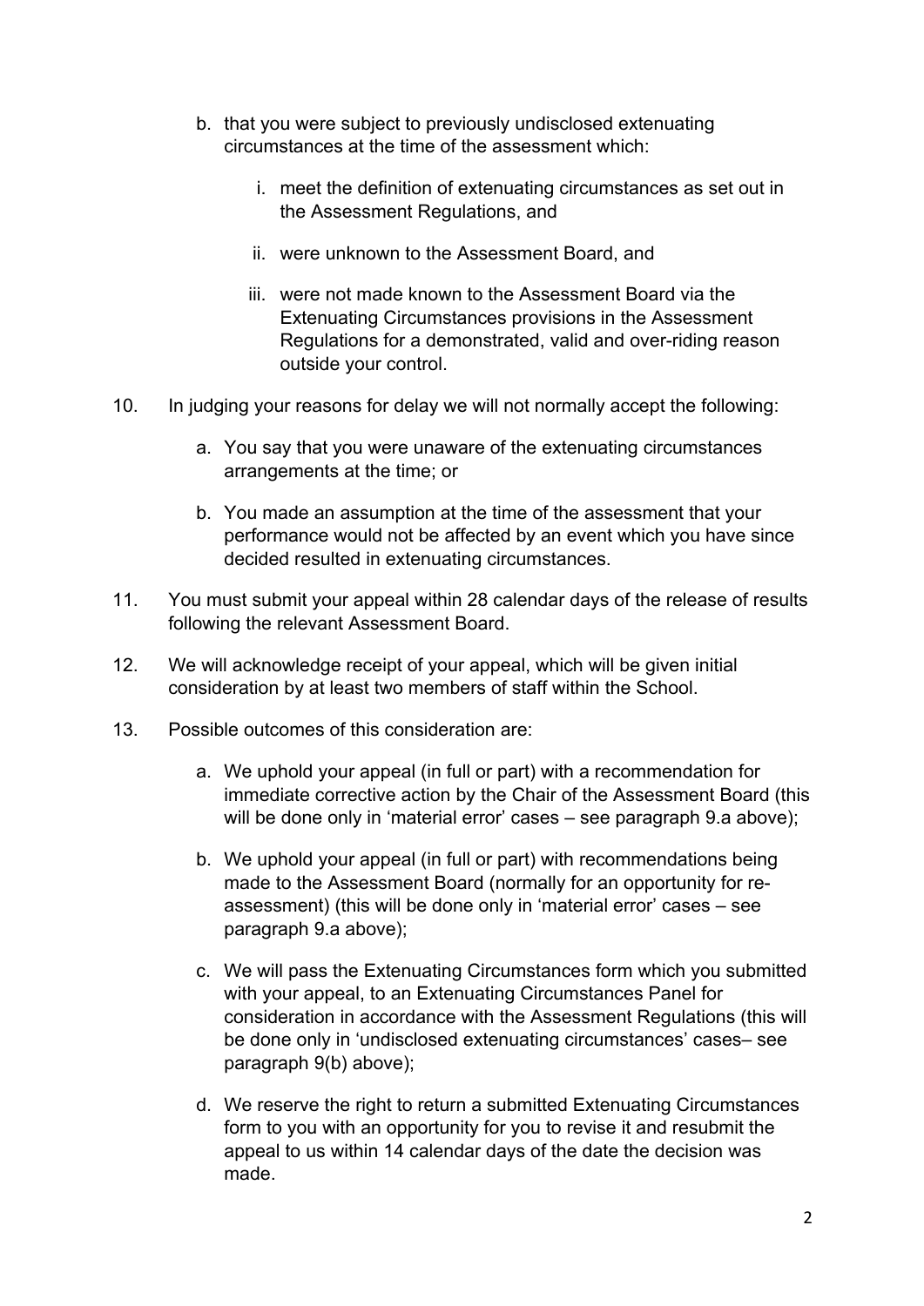b. that you were subject to previously undisclosed extenuating circumstances at the time of the assessment which:

      i. meet the definition of extenuating circumstances as set out in the Assessment Regulations, and

      ii. were unknown to the Assessment Board, and

      iii. were not made known to the Assessment Board via the Extenuating Circumstances provisions in the Assessment Regulations for a demonstrated, valid and over-riding reason outside your control.

10. In judging your reasons for delay we will not normally accept the following:

    a. You say that you were unaware of the extenuating circumstances arrangements at the time; or

    b. You made an assumption at the time of the assessment that your performance would not be affected by an event which you have since decided resulted in extenuating circumstances.

11. You must submit your appeal within 28 calendar days of the release of results following the relevant Assessment Board.

12. We will acknowledge receipt of your appeal, which will be given initial consideration by at least two members of staff within the School.

13. Possible outcomes of this consideration are:

    a. We uphold your appeal (in full or part) with a recommendation for immediate corrective action by the Chair of the Assessment Board (this will be done only in 'material error' cases – see paragraph 9.a above);

    b. We uphold your appeal (in full or part) with recommendations being made to the Assessment Board (normally for an opportunity for re-assessment) (this will be done only in 'material error' cases – see paragraph 9.a above);

    c. We will pass the Extenuating Circumstances form which you submitted with your appeal, to an Extenuating Circumstances Panel for consideration in accordance with the Assessment Regulations (this will be done only in 'undisclosed extenuating circumstances' cases– see paragraph 9(b) above);

    d. We reserve the right to return a submitted Extenuating Circumstances form to you with an opportunity for you to revise it and resubmit the appeal to us within 14 calendar days of the date the decision was made.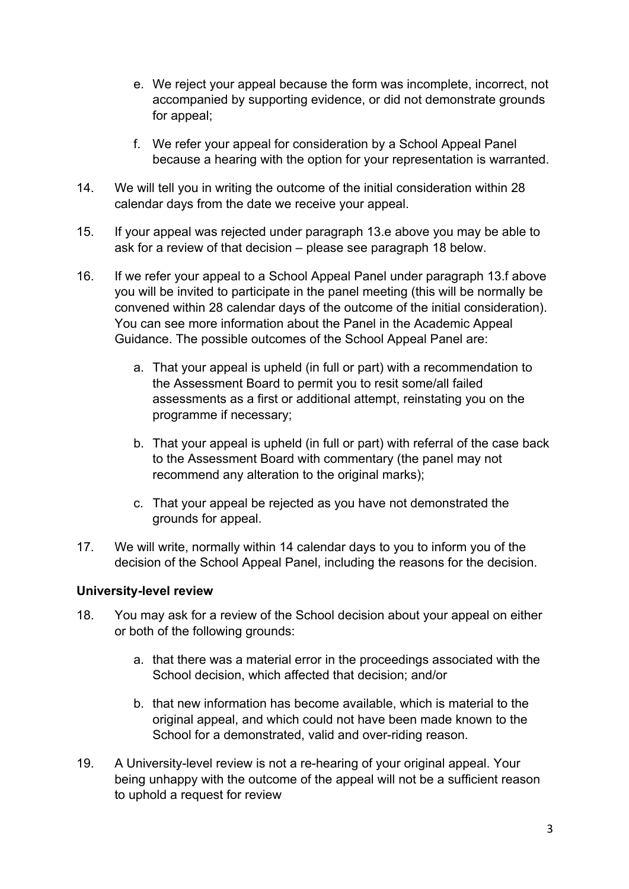e. We reject your appeal because the form was incomplete, incorrect, not accompanied by supporting evidence, or did not demonstrate grounds for appeal;

f. We refer your appeal for consideration by a School Appeal Panel because a hearing with the option for your representation is warranted.

14. We will tell you in writing the outcome of the initial consideration within 28 calendar days from the date we receive your appeal.

15. If your appeal was rejected under paragraph 13.e above you may be able to ask for a review of that decision – please see paragraph 18 below.

16. If we refer your appeal to a School Appeal Panel under paragraph 13.f above you will be invited to participate in the panel meeting (this will be normally be convened within 28 calendar days of the outcome of the initial consideration). You can see more information about the Panel in the Academic Appeal Guidance. The possible outcomes of the School Appeal Panel are:

    a. That your appeal is upheld (in full or part) with a recommendation to the Assessment Board to permit you to resit some/all failed assessments as a first or additional attempt, reinstating you on the programme if necessary;

    b. That your appeal is upheld (in full or part) with referral of the case back to the Assessment Board with commentary (the panel may not recommend any alteration to the original marks);

    c. That your appeal be rejected as you have not demonstrated the grounds for appeal.

17. We will write, normally within 14 calendar days to you to inform you of the decision of the School Appeal Panel, including the reasons for the decision.

**University-level review**

18. You may ask for a review of the School decision about your appeal on either or both of the following grounds:

    a. that there was a material error in the proceedings associated with the School decision, which affected that decision; and/or

    b. that new information has become available, which is material to the original appeal, and which could not have been made known to the School for a demonstrated, valid and over-riding reason.

19. A University-level review is not a re-hearing of your original appeal. Your being unhappy with the outcome of the appeal will not be a sufficient reason to uphold a request for review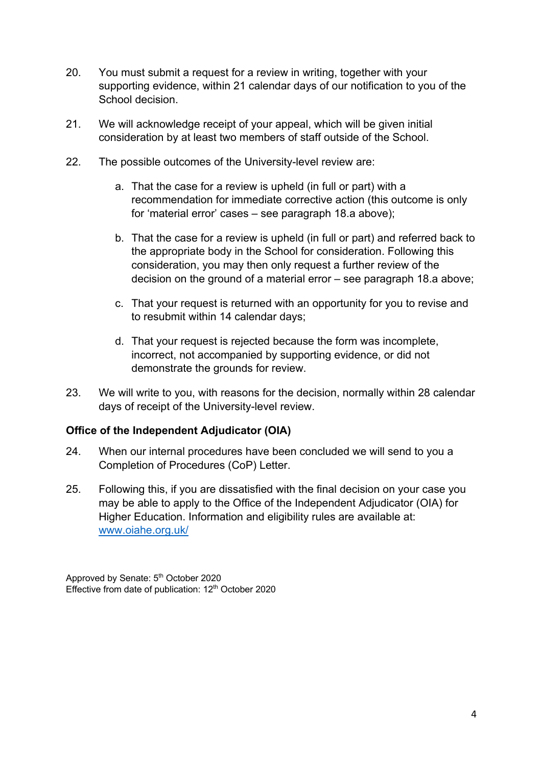20. You must submit a request for a review in writing, together with your supporting evidence, within 21 calendar days of our notification to you of the School decision.

21. We will acknowledge receipt of your appeal, which will be given initial consideration by at least two members of staff outside of the School.

22. The possible outcomes of the University-level review are:

    a. That the case for a review is upheld (in full or part) with a recommendation for immediate corrective action (this outcome is only for 'material error' cases – see paragraph 18.a above);

    b. That the case for a review is upheld (in full or part) and referred back to the appropriate body in the School for consideration. Following this consideration, you may then only request a further review of the decision on the ground of a material error – see paragraph 18.a above;

    c. That your request is returned with an opportunity for you to revise and to resubmit within 14 calendar days;

    d. That your request is rejected because the form was incomplete, incorrect, not accompanied by supporting evidence, or did not demonstrate the grounds for review.

23. We will write to you, with reasons for the decision, normally within 28 calendar days of receipt of the University-level review.

**Office of the Independent Adjudicator (OIA)**

24. When our internal procedures have been concluded we will send to you a Completion of Procedures (CoP) Letter.

25. Following this, if you are dissatisfied with the final decision on your case you may be able to apply to the Office of the Independent Adjudicator (OIA) for Higher Education. Information and eligibility rules are available at: [www.oiahe.org.uk/](http://www.oiahe.org.uk/)

Approved by Senate: 5th October 2020
Effective from date of publication: 12th October 2020